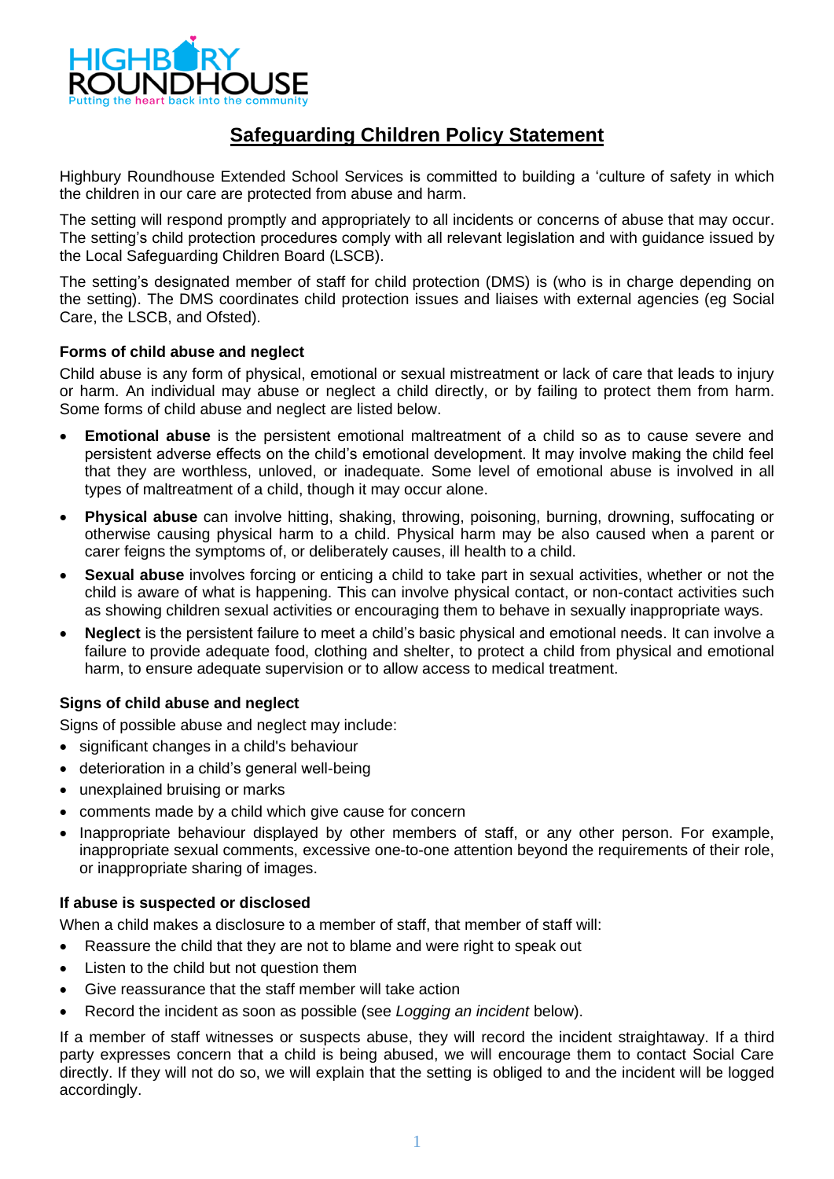# Safeguarding Children Policy Statement

Highbury Roundhouse Extended School Services is committed to building a 'culture of safety in which the children in our care are protected from abuse and harm.

The setting will respond promptly and appropriately to all incidents or concerns of abuse that may occur. The setting's child protection procedures comply with all relevant legislation and with guidance issued by the Local Safeguarding Children Board (LSCB).

The setting's designated member of staff for child protection (DMS) is (who is in charge depending on the setting). The DMS coordinates child protection issues and liaises with external agencies (eg Social Care, the LSCB, and Ofsted).

### Forms of child abuse and neglect

Child abuse is any form of physical, emotional or sexual mistreatment or lack of care that leads to injury or harm. An individual may abuse or neglect a child directly, or by failing to protect them from harm. Some forms of child abuse and neglect are listed below.

- **Emotional abuse** is the persistent emotional maltreatment of a child so as to cause severe and persistent adverse effects on the child's emotional development. It may involve making the child feel that they are worthless, unloved, or inadequate. Some level of emotional abuse is involved in all types of maltreatment of a child, though it may occur alone.
- **Physical abuse** can involve hitting, shaking, throwing, poisoning, burning, drowning, suffocating or otherwise causing physical harm to a child. Physical harm may be also caused when a parent or carer feigns the symptoms of, or deliberately causes, ill health to a child.
- **Sexual abuse** involves forcing or enticing a child to take part in sexual activities, whether or not the child is aware of what is happening. This can involve physical contact, or non-contact activities such as showing children sexual activities or encouraging them to behave in sexually inappropriate ways.
- **Neglect** is the persistent failure to meet a child's basic physical and emotional needs. It can involve a failure to provide adequate food, clothing and shelter, to protect a child from physical and emotional harm, to ensure adequate supervision or to allow access to medical treatment.

### Signs of child abuse and neglect

Signs of possible abuse and neglect may include:

- significant changes in a child's behaviour
- deterioration in a child's general well-being
- unexplained bruising or marks
- comments made by a child which give cause for concern
- Inappropriate behaviour displayed by other members of staff, or any other person. For example, inappropriate sexual comments, excessive one-to-one attention beyond the requirements of their role, or inappropriate sharing of images.

### If abuse is suspected or disclosed

When a child makes a disclosure to a member of staff, that member of staff will:

- Reassure the child that they are not to blame and were right to speak out
- Listen to the child but not question them
- Give reassurance that the staff member will take action
- Record the incident as soon as possible (see *Logging an incident* below).

If a member of staff witnesses or suspects abuse, they will record the incident straightaway. If a third party expresses concern that a child is being abused, we will encourage them to contact Social Care directly. If they will not do so, we will explain that the setting is obliged to and the incident will be logged accordingly.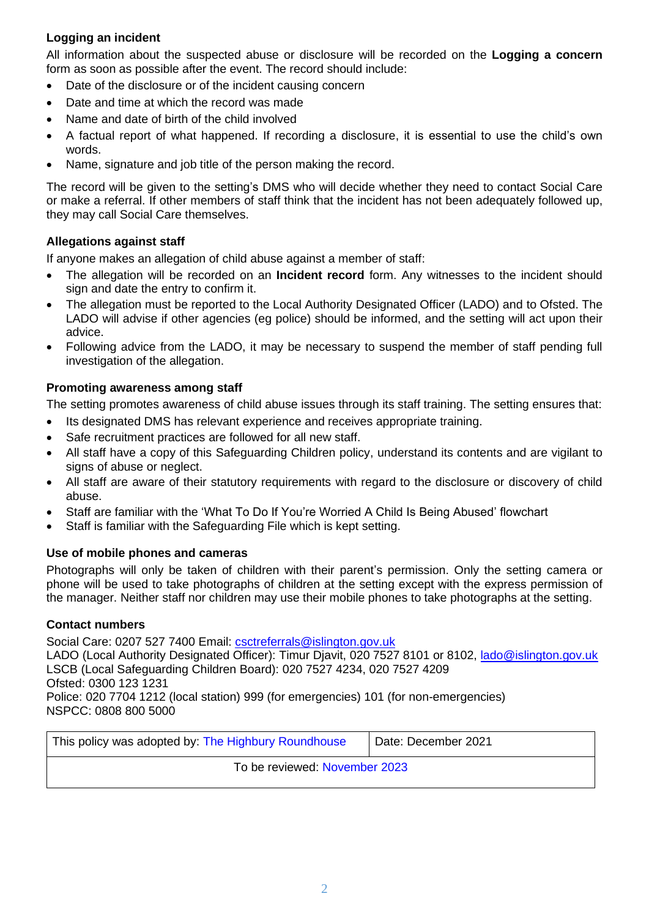### Logging an incident

All information about the suspected abuse or disclosure will be recorded on the **Logging a concern** form as soon as possible after the event. The record should include:

- Date of the disclosure or of the incident causing concern
- Date and time at which the record was made
- Name and date of birth of the child involved
- A factual report of what happened. If recording a disclosure, it is essential to use the child's own words.
- Name, signature and job title of the person making the record.

The record will be given to the setting's DMS who will decide whether they need to contact Social Care or make a referral. If other members of staff think that the incident has not been adequately followed up, they may call Social Care themselves.

### Allegations against staff

If anyone makes an allegation of child abuse against a member of staff:

- The allegation will be recorded on an **Incident record** form. Any witnesses to the incident should sign and date the entry to confirm it.
- The allegation must be reported to the Local Authority Designated Officer (LADO) and to Ofsted. The LADO will advise if other agencies (eg police) should be informed, and the setting will act upon their advice.
- Following advice from the LADO, it may be necessary to suspend the member of staff pending full investigation of the allegation.

### Promoting awareness among staff

The setting promotes awareness of child abuse issues through its staff training. The setting ensures that:

- Its designated DMS has relevant experience and receives appropriate training.
- Safe recruitment practices are followed for all new staff.
- All staff have a copy of this Safeguarding Children policy, understand its contents and are vigilant to signs of abuse or neglect.
- All staff are aware of their statutory requirements with regard to the disclosure or discovery of child abuse.
- Staff are familiar with the 'What To Do If You're Worried A Child Is Being Abused' flowchart
- Staff is familiar with the Safeguarding File which is kept setting.

### Use of mobile phones and cameras

Photographs will only be taken of children with their parent's permission. Only the setting camera or phone will be used to take photographs of children at the setting except with the express permission of the manager. Neither staff nor children may use their mobile phones to take photographs at the setting.

### Contact numbers

Social Care: 0207 527 7400 Email: csctreferrals@islington.gov.uk
LADO (Local Authority Designated Officer): Timur Djavit, 020 7527 8101 or 8102, lado@islington.gov.uk
LSCB (Local Safeguarding Children Board): 020 7527 4234, 020 7527 4209
Ofsted: 0300 123 1231
Police: 020 7704 1212 (local station) 999 (for emergencies) 101 (for non-emergencies)
NSPCC: 0808 800 5000

| | |
|---|---|
| This policy was adopted by: The Highbury Roundhouse | Date: December 2021 |
| To be reviewed: November 2023 | |